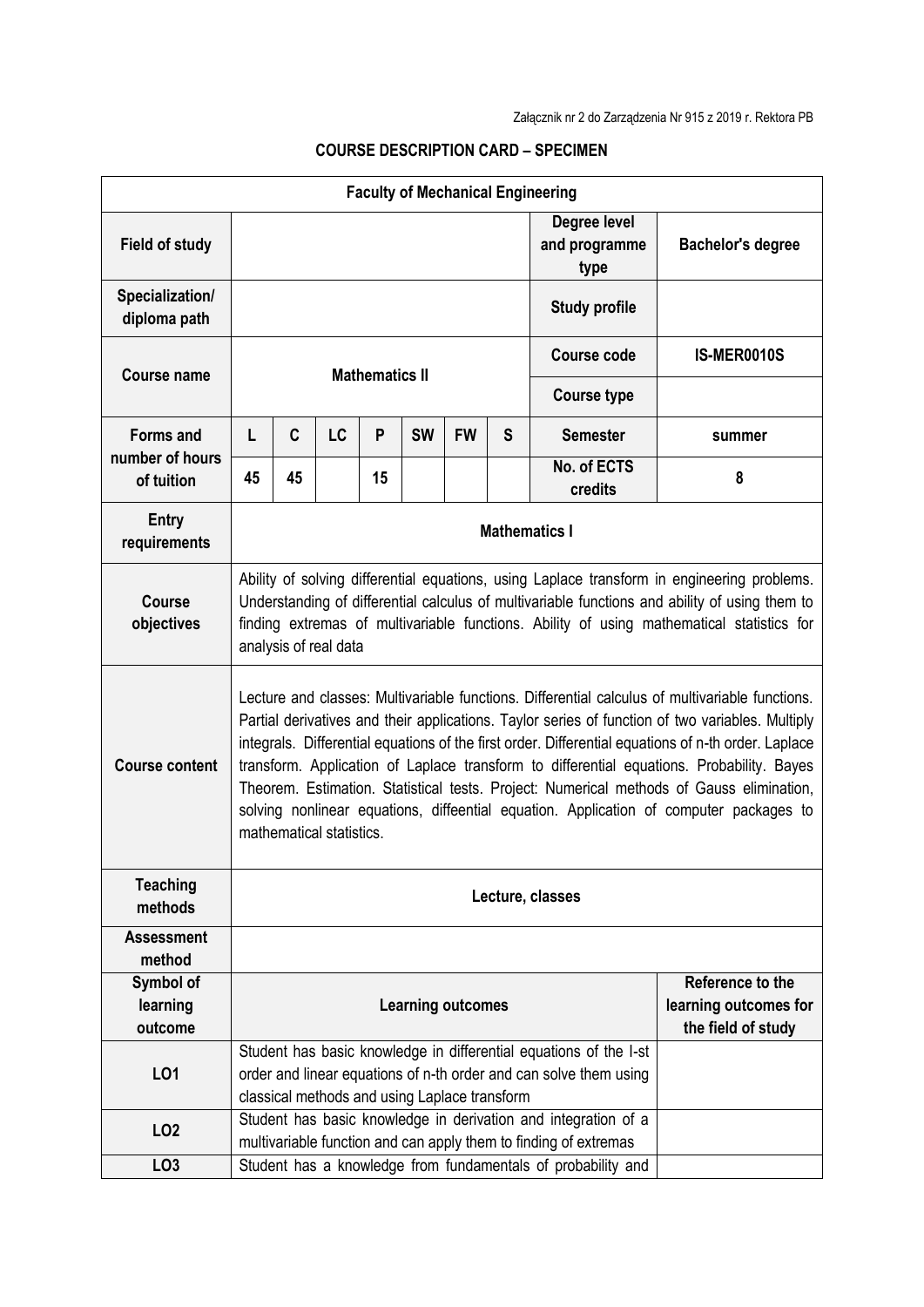Załącznik nr 2 do Zarządzenia Nr 915 z 2019 r. Rektora PB

**COURSE DESCRIPTION CARD – SPECIMEN**

| **Faculty of Mechanical Engineering** | | | | | | | | | |
|---|---|---|---|---|---|---|---|---|---|
| **Field of study** | | | | | | | | **Degree level and programme type** | **Bachelor's degree** |
| **Specialization/ diploma path** | | | | | | | | **Study profile** | |
| **Course name** | **Mathematics II** | | | | | | | **Course code** | **IS-MER0010S** |
| | | | | | | | | **Course type** | |
| **Forms and number of hours of tuition** | **L** | **C** | **LC** | **P** | **SW** | **FW** | **S** | **Semester** | **summer** |
| | **45** | **45** | | **15** | | | | **No. of ECTS credits** | **8** |
| **Entry requirements** | **Mathematics I** | | | | | | | | |
| **Course objectives** | Ability of solving differential equations, using Laplace transform in engineering problems. Understanding of differential calculus of multivariable functions and ability of using them to finding extremas of multivariable functions. Ability of using mathematical statistics for analysis of real data | | | | | | | | |
| **Course content** | Lecture and classes: Multivariable functions. Differential calculus of multivariable functions. Partial derivatives and their applications. Taylor series of function of two variables. Multiply integrals. Differential equations of the first order. Differential equations of n-th order. Laplace transform. Application of Laplace transform to differential equations. Probability. Bayes Theorem. Estimation. Statistical tests. Project: Numerical methods of Gauss elimination, solving nonlinear equations, diffeential equation. Application of computer packages to mathematical statistics. | | | | | | | | |
| **Teaching methods** | **Lecture, classes** | | | | | | | | |
| **Assessment method** | | | | | | | | | |
| **Symbol of learning outcome** | **Learning outcomes** | | | | | | | | **Reference to the learning outcomes for the field of study** |
| **LO1** | Student has basic knowledge in differential equations of the I-st order and linear equations of n-th order and can solve them using classical methods and using Laplace transform | | | | | | | | |
| **LO2** | Student has basic knowledge in derivation and integration of a multivariable function and can apply them to finding of extremas | | | | | | | | |
| **LO3** | Student has a knowledge from fundamentals of probability and | | | | | | | | |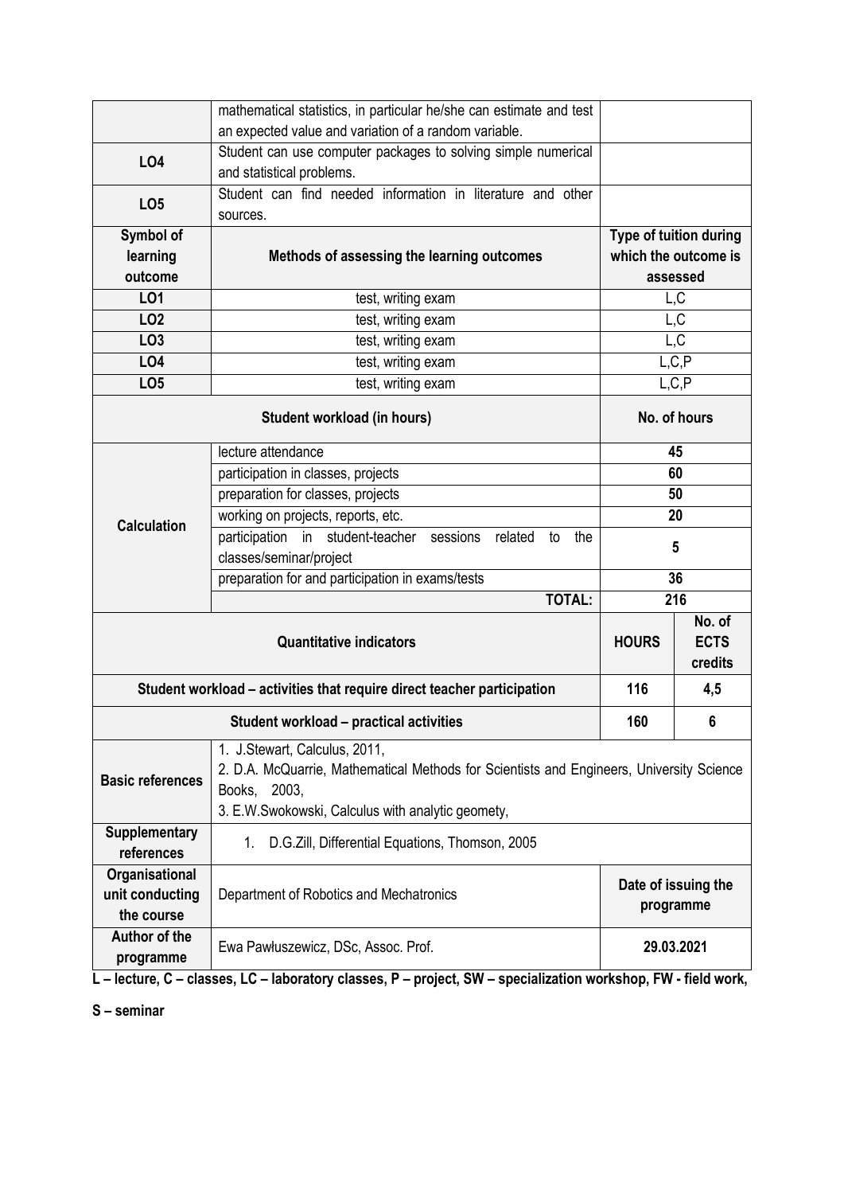| | | | |
|---|---|---|---|
| | mathematical statistics, in particular he/she can estimate and test an expected value and variation of a random variable. | | |
| **LO4** | Student can use computer packages to solving simple numerical and statistical problems. | | |
| **LO5** | Student can find needed information in literature and other sources. | | |
| **Symbol of learning outcome** | **Methods of assessing the learning outcomes** | **Type of tuition during which the outcome is assessed** | |
| **LO1** | test, writing exam | L,C | |
| **LO2** | test, writing exam | L,C | |
| **LO3** | test, writing exam | L,C | |
| **LO4** | test, writing exam | L,C,P | |
| **LO5** | test, writing exam | L,C,P | |
| **Student workload (in hours)** | | **No. of hours** | |
| **Calculation** | lecture attendance | **45** | |
| | participation in classes, projects | **60** | |
| | preparation for classes, projects | **50** | |
| | working on projects, reports, etc. | **20** | |
| | participation in student-teacher sessions related to the classes/seminar/project | **5** | |
| | preparation for and participation in exams/tests | **36** | |
| | **TOTAL:** | **216** | |
| **Quantitative indicators** | | **HOURS** | **No. of ECTS credits** |
| **Student workload – activities that require direct teacher participation** | | **116** | **4,5** |
| **Student workload – practical activities** | | **160** | **6** |
| **Basic references** | 1. J.Stewart, Calculus, 2011,<br>2. D.A. McQuarrie, Mathematical Methods for Scientists and Engineers, University Science Books, 2003,<br>3. E.W.Swokowski, Calculus with analytic geometry, | | |
| **Supplementary references** | 1. D.G.Zill, Differential Equations, Thomson, 2005 | | |
| **Organisational unit conducting the course** | Department of Robotics and Mechatronics | **Date of issuing the programme** | |
| **Author of the programme** | Ewa Pawłuszewicz, DSc, Assoc. Prof. | **29.03.2021** | |

**L – lecture, C – classes, LC – laboratory classes, P – project, SW – specialization workshop, FW - field work, S – seminar**